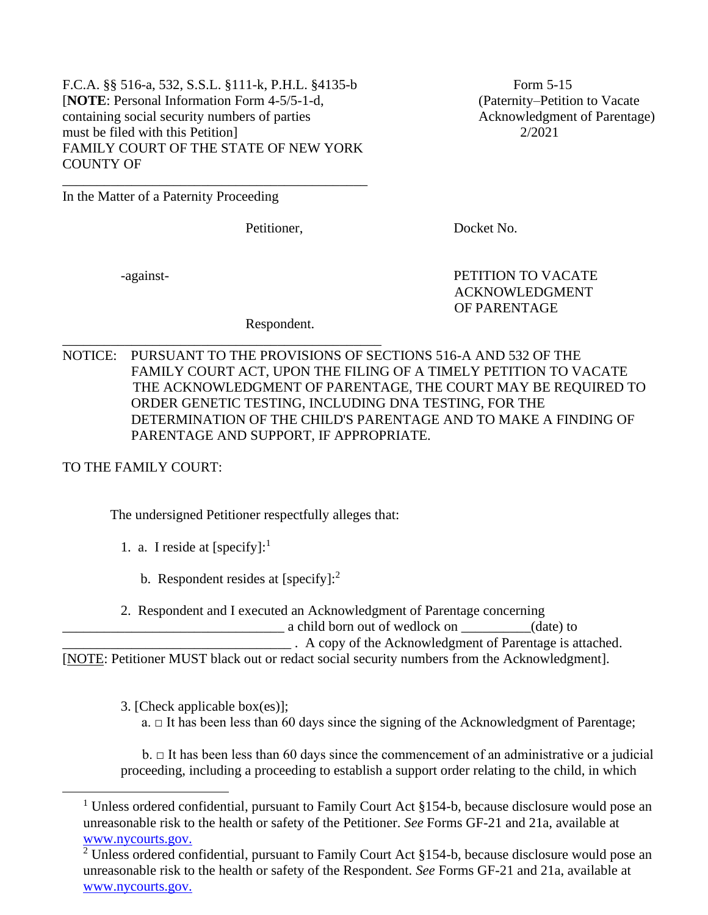F.C.A. §§ 516-a, 532, S.S.L. §111-k, P.H.L. §4135-b
[**NOTE**: Personal Information Form 4-5/5-1-d, containing social security numbers of parties must be filed with this Petition]

Form 5-15
(Paternity–Petition to Vacate Acknowledgment of Parentage)
2/2021

FAMILY COURT OF THE STATE OF NEW YORK
COUNTY OF

_____________________________________________

In the Matter of a Paternity Proceeding

Petitioner,

Docket No.

-against-

PETITION TO VACATE ACKNOWLEDGMENT OF PARENTAGE

Respondent.

_____________________________________________

NOTICE: PURSUANT TO THE PROVISIONS OF SECTIONS 516-A AND 532 OF THE FAMILY COURT ACT, UPON THE FILING OF A TIMELY PETITION TO VACATE THE ACKNOWLEDGMENT OF PARENTAGE, THE COURT MAY BE REQUIRED TO ORDER GENETIC TESTING, INCLUDING DNA TESTING, FOR THE DETERMINATION OF THE CHILD'S PARENTAGE AND TO MAKE A FINDING OF PARENTAGE AND SUPPORT, IF APPROPRIATE.

TO THE FAMILY COURT:

The undersigned Petitioner respectfully alleges that:

1. a. I reside at [specify]:[1]

   b. Respondent resides at [specify]:[2]

2. Respondent and I executed an Acknowledgment of Parentage concerning _______________________________ a child born out of wedlock on __________(date) to _________________________________ . A copy of the Acknowledgment of Parentage is attached.
[NOTE: Petitioner MUST black out or redact social security numbers from the Acknowledgment].

3. [Check applicable box(es)];
   a. □ It has been less than 60 days since the signing of the Acknowledgment of Parentage;

   b. □ It has been less than 60 days since the commencement of an administrative or a judicial proceeding, including a proceeding to establish a support order relating to the child, in which

---

[1] Unless ordered confidential, pursuant to Family Court Act §154-b, because disclosure would pose an unreasonable risk to the health or safety of the Petitioner. *See* Forms GF-21 and 21a, available at www.nycourts.gov.

[2] Unless ordered confidential, pursuant to Family Court Act §154-b, because disclosure would pose an unreasonable risk to the health or safety of the Respondent. *See* Forms GF-21 and 21a, available at www.nycourts.gov.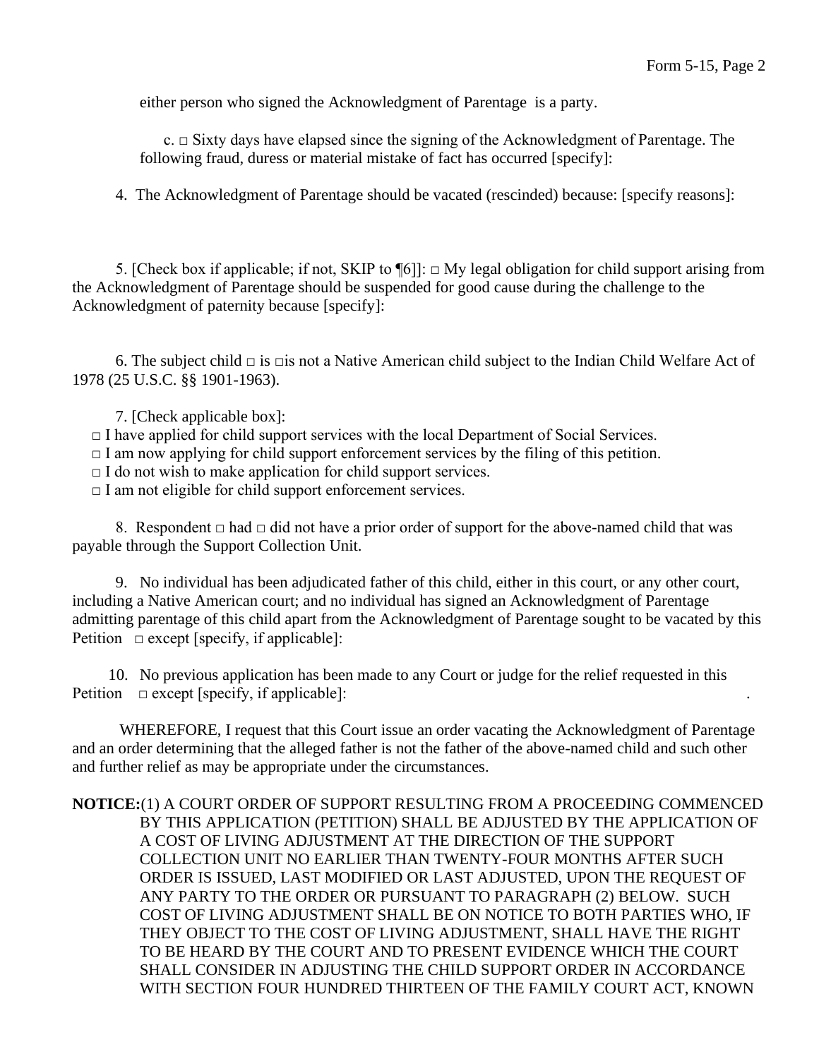either person who signed the Acknowledgment of Parentage is a party.

c. □ Sixty days have elapsed since the signing of the Acknowledgment of Parentage. The following fraud, duress or material mistake of fact has occurred [specify]:

4. The Acknowledgment of Parentage should be vacated (rescinded) because: [specify reasons]:

5. [Check box if applicable; if not, SKIP to ¶6]]: □ My legal obligation for child support arising from the Acknowledgment of Parentage should be suspended for good cause during the challenge to the Acknowledgment of paternity because [specify]:

6. The subject child □ is □is not a Native American child subject to the Indian Child Welfare Act of 1978 (25 U.S.C. §§ 1901-1963).

7. [Check applicable box]:
□ I have applied for child support services with the local Department of Social Services.
□ I am now applying for child support enforcement services by the filing of this petition.
□ I do not wish to make application for child support services.
□ I am not eligible for child support enforcement services.

8. Respondent □ had □ did not have a prior order of support for the above-named child that was payable through the Support Collection Unit.

9. No individual has been adjudicated father of this child, either in this court, or any other court, including a Native American court; and no individual has signed an Acknowledgment of Parentage admitting parentage of this child apart from the Acknowledgment of Parentage sought to be vacated by this Petition □ except [specify, if applicable]:

10. No previous application has been made to any Court or judge for the relief requested in this Petition □ except [specify, if applicable]: .

WHEREFORE, I request that this Court issue an order vacating the Acknowledgment of Parentage and an order determining that the alleged father is not the father of the above-named child and such other and further relief as may be appropriate under the circumstances.

**NOTICE:**(1) A COURT ORDER OF SUPPORT RESULTING FROM A PROCEEDING COMMENCED BY THIS APPLICATION (PETITION) SHALL BE ADJUSTED BY THE APPLICATION OF A COST OF LIVING ADJUSTMENT AT THE DIRECTION OF THE SUPPORT COLLECTION UNIT NO EARLIER THAN TWENTY-FOUR MONTHS AFTER SUCH ORDER IS ISSUED, LAST MODIFIED OR LAST ADJUSTED, UPON THE REQUEST OF ANY PARTY TO THE ORDER OR PURSUANT TO PARAGRAPH (2) BELOW. SUCH COST OF LIVING ADJUSTMENT SHALL BE ON NOTICE TO BOTH PARTIES WHO, IF THEY OBJECT TO THE COST OF LIVING ADJUSTMENT, SHALL HAVE THE RIGHT TO BE HEARD BY THE COURT AND TO PRESENT EVIDENCE WHICH THE COURT SHALL CONSIDER IN ADJUSTING THE CHILD SUPPORT ORDER IN ACCORDANCE WITH SECTION FOUR HUNDRED THIRTEEN OF THE FAMILY COURT ACT, KNOWN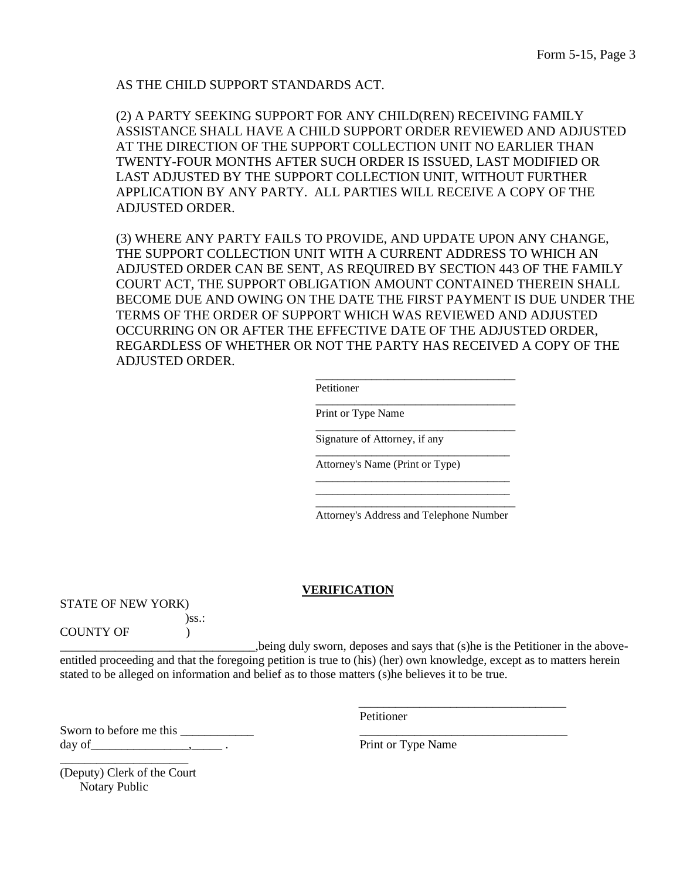AS THE CHILD SUPPORT STANDARDS ACT.

(2) A PARTY SEEKING SUPPORT FOR ANY CHILD(REN) RECEIVING FAMILY ASSISTANCE SHALL HAVE A CHILD SUPPORT ORDER REVIEWED AND ADJUSTED AT THE DIRECTION OF THE SUPPORT COLLECTION UNIT NO EARLIER THAN TWENTY-FOUR MONTHS AFTER SUCH ORDER IS ISSUED, LAST MODIFIED OR LAST ADJUSTED BY THE SUPPORT COLLECTION UNIT, WITHOUT FURTHER APPLICATION BY ANY PARTY. ALL PARTIES WILL RECEIVE A COPY OF THE ADJUSTED ORDER.

(3) WHERE ANY PARTY FAILS TO PROVIDE, AND UPDATE UPON ANY CHANGE, THE SUPPORT COLLECTION UNIT WITH A CURRENT ADDRESS TO WHICH AN ADJUSTED ORDER CAN BE SENT, AS REQUIRED BY SECTION 443 OF THE FAMILY COURT ACT, THE SUPPORT OBLIGATION AMOUNT CONTAINED THEREIN SHALL BECOME DUE AND OWING ON THE DATE THE FIRST PAYMENT IS DUE UNDER THE TERMS OF THE ORDER OF SUPPORT WHICH WAS REVIEWED AND ADJUSTED OCCURRING ON OR AFTER THE EFFECTIVE DATE OF THE ADJUSTED ORDER, REGARDLESS OF WHETHER OR NOT THE PARTY HAS RECEIVED A COPY OF THE ADJUSTED ORDER.

___________________________________
Petitioner

___________________________________
Print or Type Name

___________________________________
Signature of Attorney, if any

___________________________________
Attorney's Name (Print or Type)

___________________________________
___________________________________
___________________________________
Attorney's Address and Telephone Number

**VERIFICATION**

STATE OF NEW YORK)
)ss.:
COUNTY OF )

________________________________,being duly sworn, deposes and says that (s)he is the Petitioner in the above-entitled proceeding and that the foregoing petition is true to (his) (her) own knowledge, except as to matters herein stated to be alleged on information and belief as to those matters (s)he believes it to be true.

___________________________________
Petitioner

Sworn to before me this ____________
day of________________,_____ .

___________________________________
Print or Type Name

_____________________
(Deputy) Clerk of the Court
Notary Public